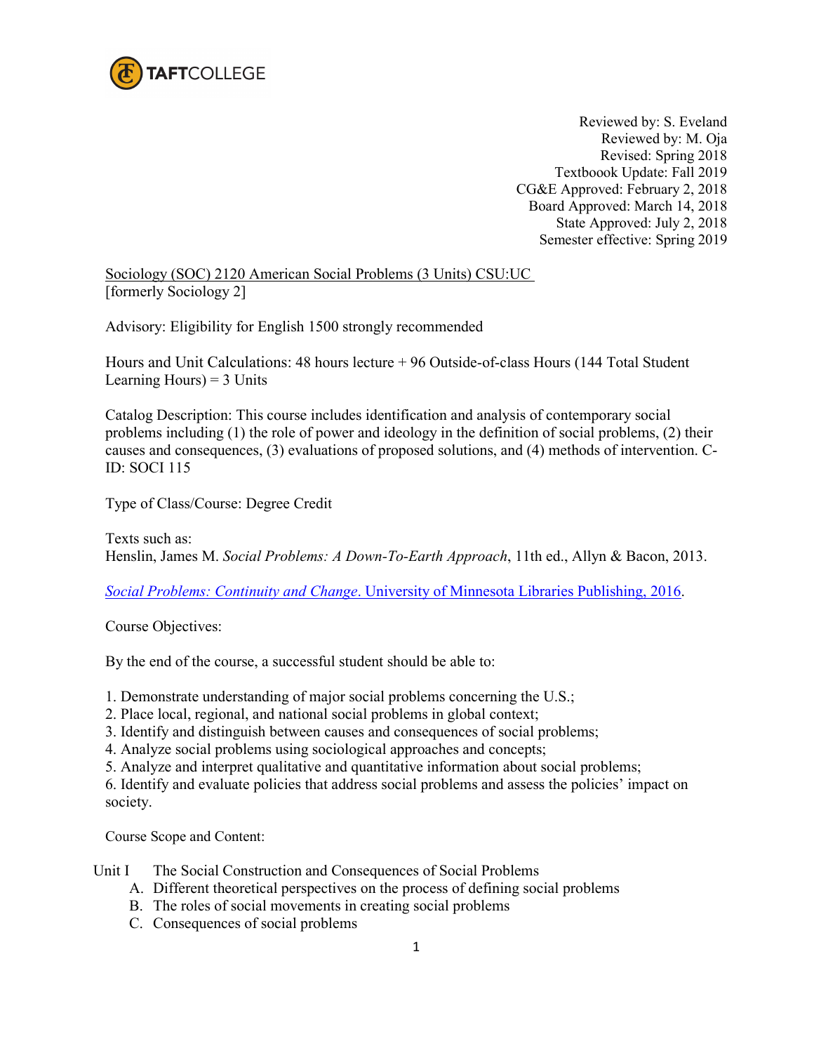TAFTCOLLEGE

Reviewed by: S. Eveland
Reviewed by: M. Oja
Revised: Spring 2018
Textboook Update: Fall 2019
CG&E Approved: February 2, 2018
Board Approved: March 14, 2018
State Approved: July 2, 2018
Semester effective: Spring 2019

Sociology (SOC) 2120 American Social Problems (3 Units) CSU:UC
[formerly Sociology 2]

Advisory: Eligibility for English 1500 strongly recommended

Hours and Unit Calculations: 48 hours lecture + 96 Outside-of-class Hours (144 Total Student Learning Hours) = 3 Units

Catalog Description: This course includes identification and analysis of contemporary social problems including (1) the role of power and ideology in the definition of social problems, (2) their causes and consequences, (3) evaluations of proposed solutions, and (4) methods of intervention. C-ID: SOCI 115

Type of Class/Course: Degree Credit

Texts such as:
Henslin, James M. *Social Problems: A Down-To-Earth Approach*, 11th ed., Allyn & Bacon, 2013.

*Social Problems: Continuity and Change*. University of Minnesota Libraries Publishing, 2016.

Course Objectives:

By the end of the course, a successful student should be able to:

1. Demonstrate understanding of major social problems concerning the U.S.;
2. Place local, regional, and national social problems in global context;
3. Identify and distinguish between causes and consequences of social problems;
4. Analyze social problems using sociological approaches and concepts;
5. Analyze and interpret qualitative and quantitative information about social problems;
6. Identify and evaluate policies that address social problems and assess the policies' impact on society.

Course Scope and Content:

Unit I The Social Construction and Consequences of Social Problems

A. Different theoretical perspectives on the process of defining social problems
B. The roles of social movements in creating social problems
C. Consequences of social problems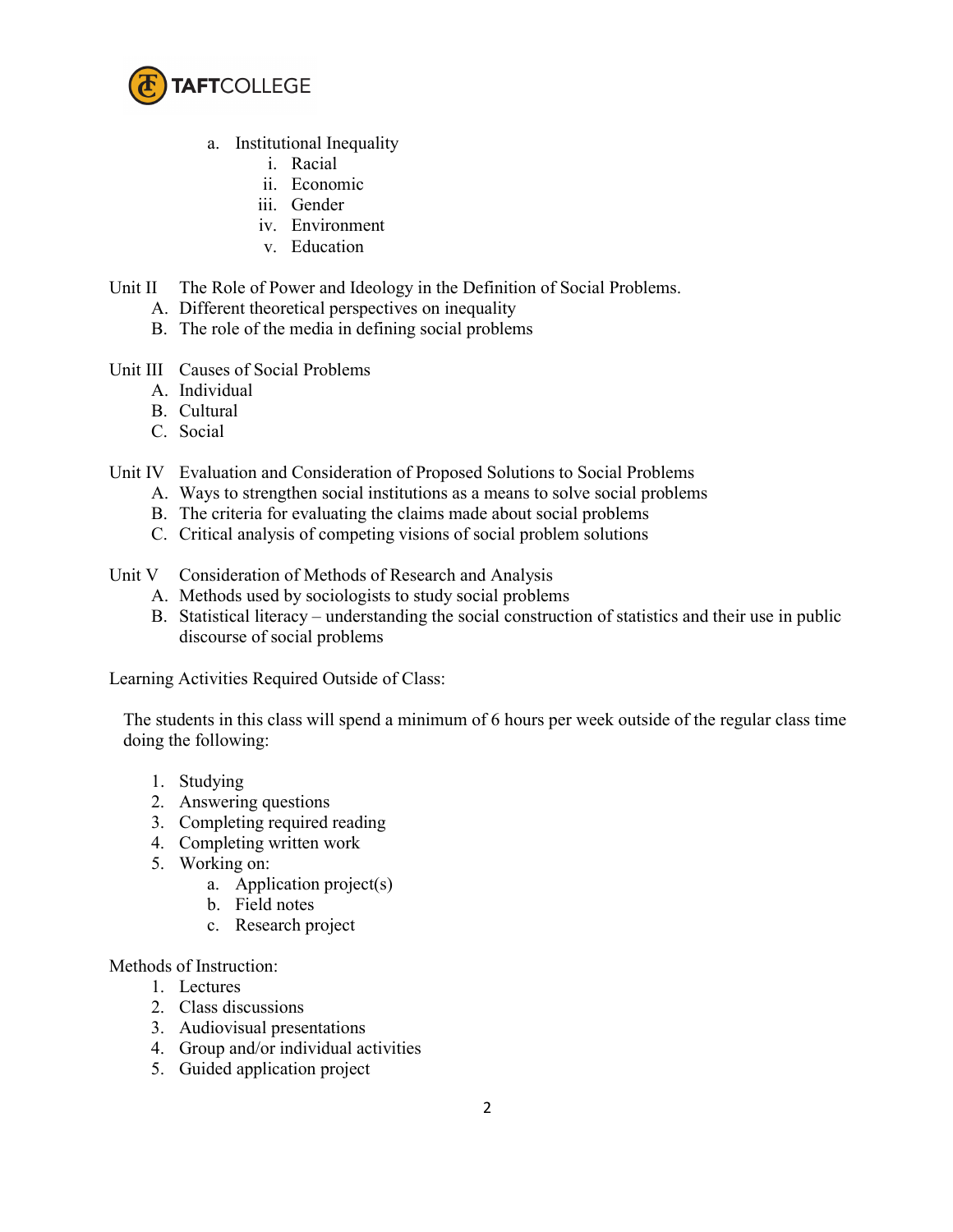a. Institutional Inequality
    i. Racial
    ii. Economic
    iii. Gender
    iv. Environment
    v. Education

Unit II The Role of Power and Ideology in the Definition of Social Problems.

A. Different theoretical perspectives on inequality
B. The role of the media in defining social problems

Unit III Causes of Social Problems

A. Individual
B. Cultural
C. Social

Unit IV Evaluation and Consideration of Proposed Solutions to Social Problems

A. Ways to strengthen social institutions as a means to solve social problems
B. The criteria for evaluating the claims made about social problems
C. Critical analysis of competing visions of social problem solutions

Unit V Consideration of Methods of Research and Analysis

A. Methods used by sociologists to study social problems
B. Statistical literacy – understanding the social construction of statistics and their use in public discourse of social problems

Learning Activities Required Outside of Class:

The students in this class will spend a minimum of 6 hours per week outside of the regular class time doing the following:

1. Studying
2. Answering questions
3. Completing required reading
4. Completing written work
5. Working on:
    a. Application project(s)
    b. Field notes
    c. Research project

Methods of Instruction:

1. Lectures
2. Class discussions
3. Audiovisual presentations
4. Group and/or individual activities
5. Guided application project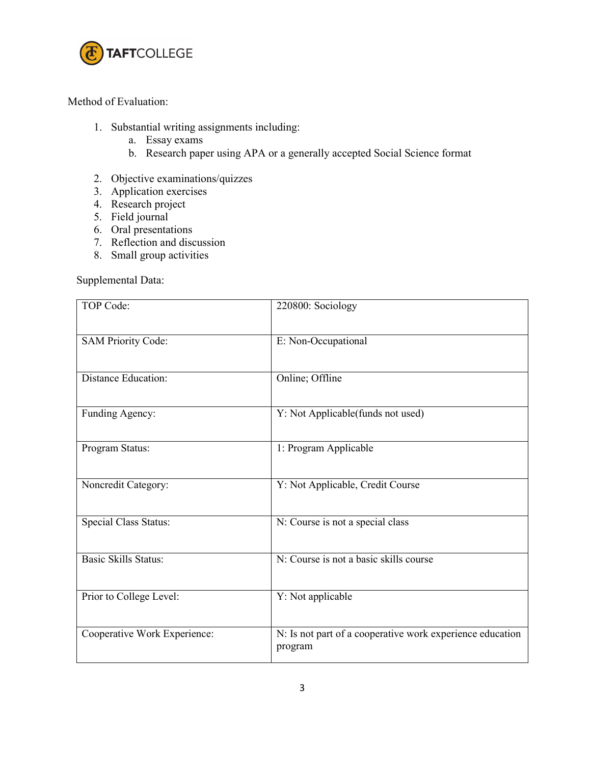Method of Evaluation:

1. Substantial writing assignments including:
    a. Essay exams
    b. Research paper using APA or a generally accepted Social Science format

2. Objective examinations/quizzes
3. Application exercises
4. Research project
5. Field journal
6. Oral presentations
7. Reflection and discussion
8. Small group activities

Supplemental Data:

| | |
|---|---|
| TOP Code: | 220800: Sociology |
| SAM Priority Code: | E: Non-Occupational |
| Distance Education: | Online; Offline |
| Funding Agency: | Y: Not Applicable(funds not used) |
| Program Status: | 1: Program Applicable |
| Noncredit Category: | Y: Not Applicable, Credit Course |
| Special Class Status: | N: Course is not a special class |
| Basic Skills Status: | N: Course is not a basic skills course |
| Prior to College Level: | Y: Not applicable |
| Cooperative Work Experience: | N: Is not part of a cooperative work experience education program |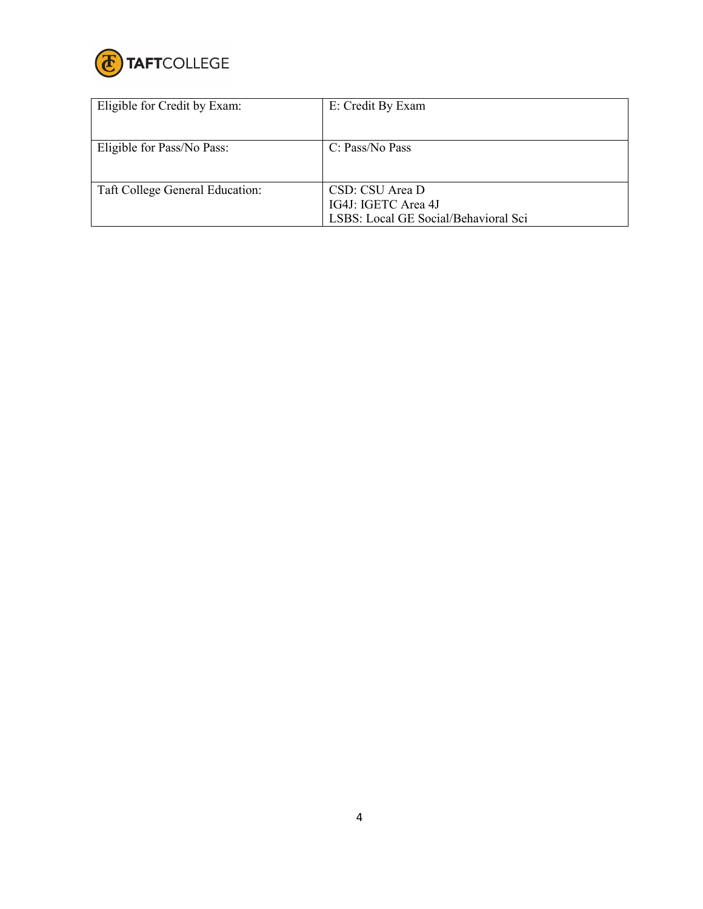| | |
|---|---|
| Eligible for Credit by Exam: | E: Credit By Exam |
| Eligible for Pass/No Pass: | C: Pass/No Pass |
| Taft College General Education: | CSD: CSU Area D<br>IG4J: IGETC Area 4J<br>LSBS: Local GE Social/Behavioral Sci |